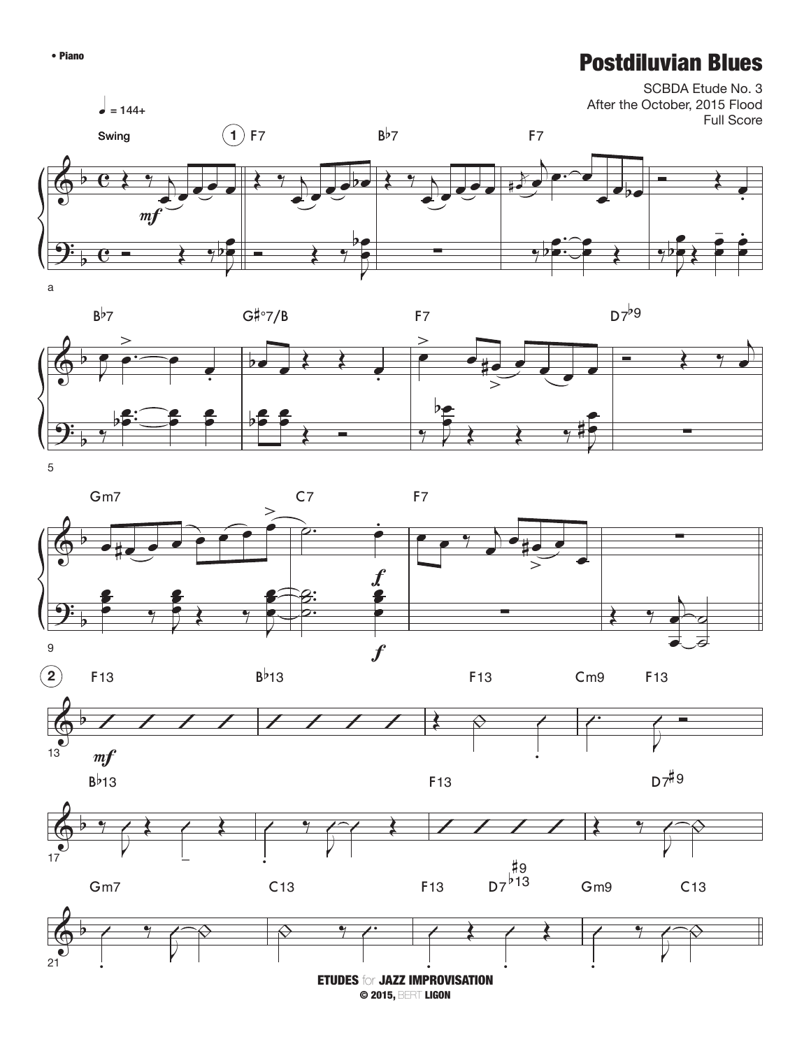• Piano

# Postdiluvian Blues

SCBDA Etude No. 3
After the October, 2015 Flood
Full Score

♩ = 144+

Swing

ETUDES for JAZZ IMPROVISATION
© 2015, BERT LIGON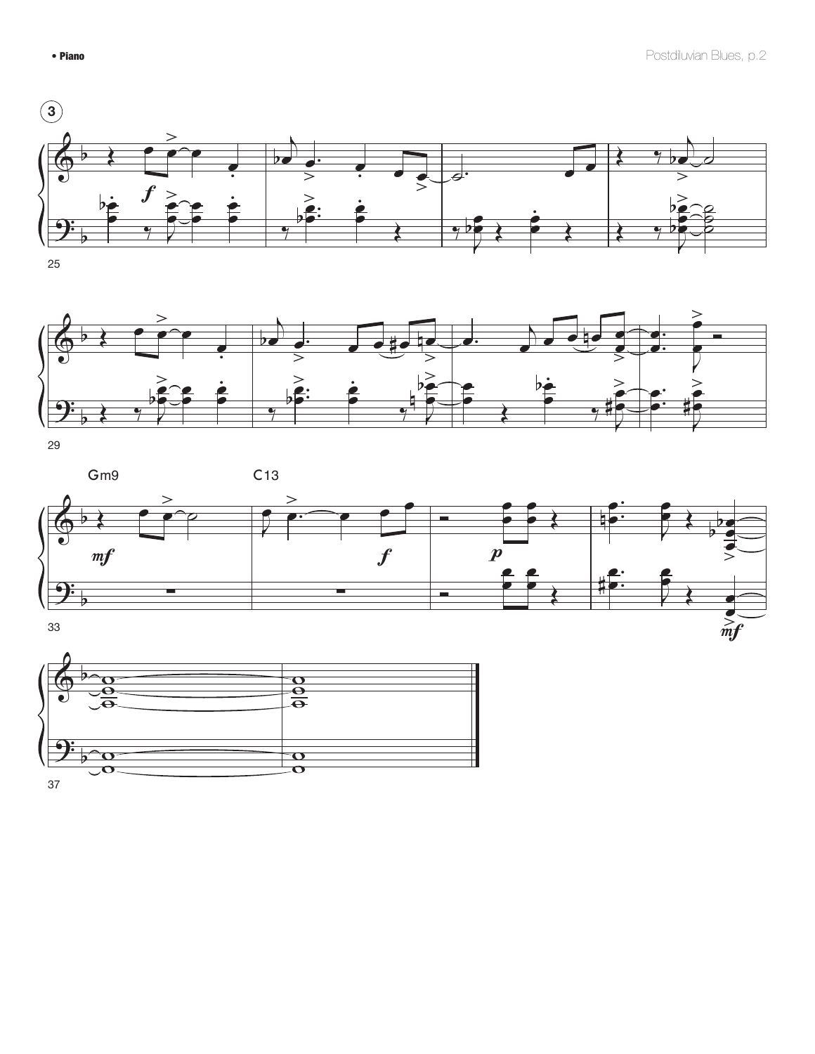3

Gm9

C13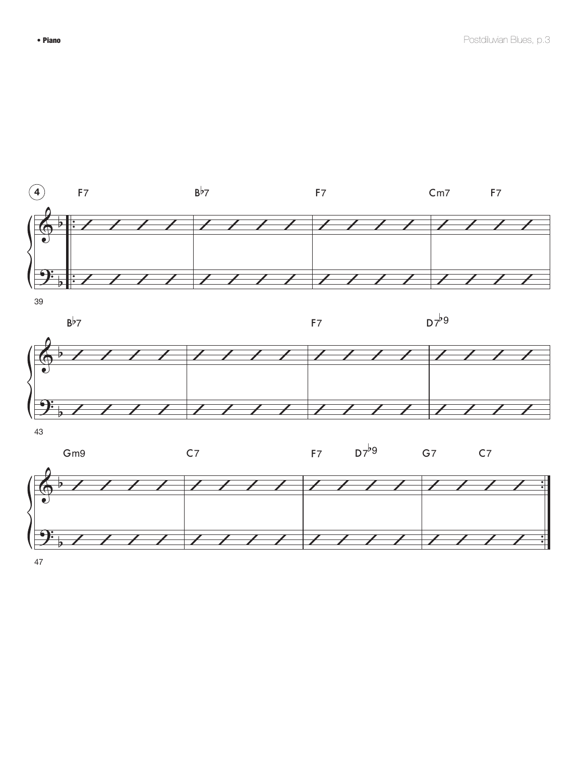4

F7 | B♭7 | F7 | Cm7 F7

39

B♭7 | | F7 | D7♭9

43

Gm9 | C7 | F7 D7♭9 | G7 C7

47